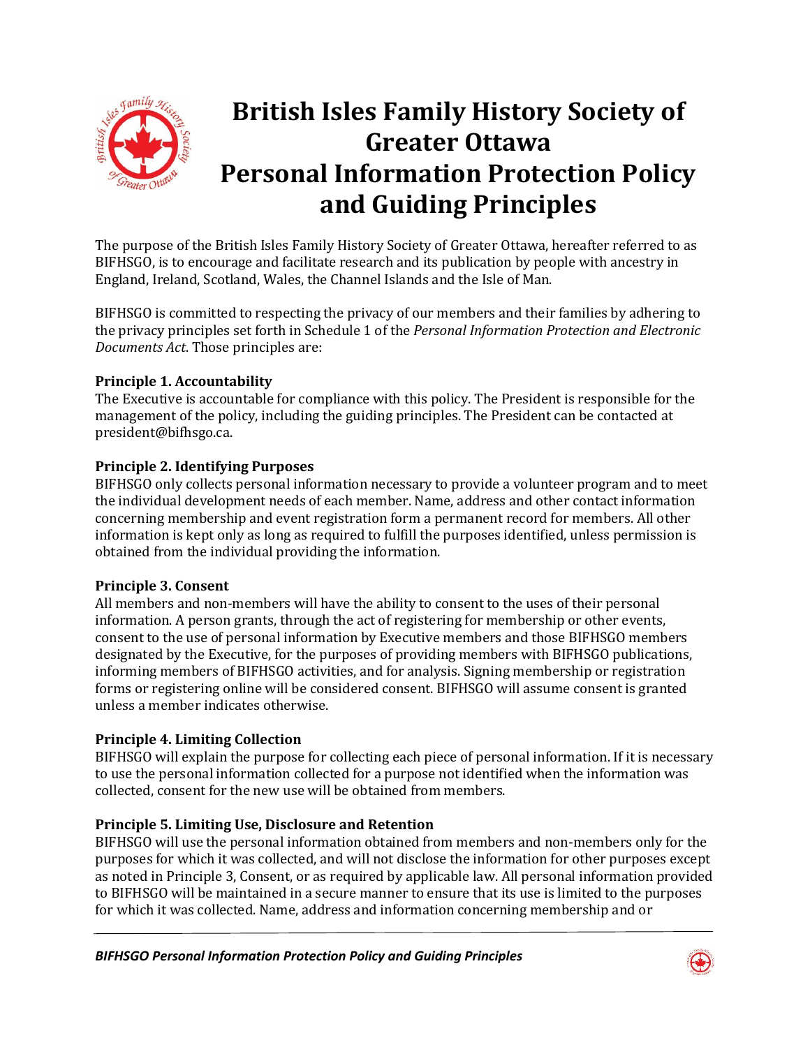# British Isles Family History Society of Greater Ottawa Personal Information Protection Policy and Guiding Principles

The purpose of the British Isles Family History Society of Greater Ottawa, hereafter referred to as BIFHSGO, is to encourage and facilitate research and its publication by people with ancestry in England, Ireland, Scotland, Wales, the Channel Islands and the Isle of Man.

BIFHSGO is committed to respecting the privacy of our members and their families by adhering to the privacy principles set forth in Schedule 1 of the *Personal Information Protection and Electronic Documents Act*. Those principles are:

**Principle 1. Accountability**
The Executive is accountable for compliance with this policy. The President is responsible for the management of the policy, including the guiding principles. The President can be contacted at president@bifhsgo.ca.

**Principle 2. Identifying Purposes**
BIFHSGO only collects personal information necessary to provide a volunteer program and to meet the individual development needs of each member. Name, address and other contact information concerning membership and event registration form a permanent record for members. All other information is kept only as long as required to fulfill the purposes identified, unless permission is obtained from the individual providing the information.

**Principle 3. Consent**
All members and non-members will have the ability to consent to the uses of their personal information. A person grants, through the act of registering for membership or other events, consent to the use of personal information by Executive members and those BIFHSGO members designated by the Executive, for the purposes of providing members with BIFHSGO publications, informing members of BIFHSGO activities, and for analysis. Signing membership or registration forms or registering online will be considered consent. BIFHSGO will assume consent is granted unless a member indicates otherwise.

**Principle 4. Limiting Collection**
BIFHSGO will explain the purpose for collecting each piece of personal information. If it is necessary to use the personal information collected for a purpose not identified when the information was collected, consent for the new use will be obtained from members.

**Principle 5. Limiting Use, Disclosure and Retention**
BIFHSGO will use the personal information obtained from members and non-members only for the purposes for which it was collected, and will not disclose the information for other purposes except as noted in Principle 3, Consent, or as required by applicable law. All personal information provided to BIFHSGO will be maintained in a secure manner to ensure that its use is limited to the purposes for which it was collected. Name, address and information concerning membership and or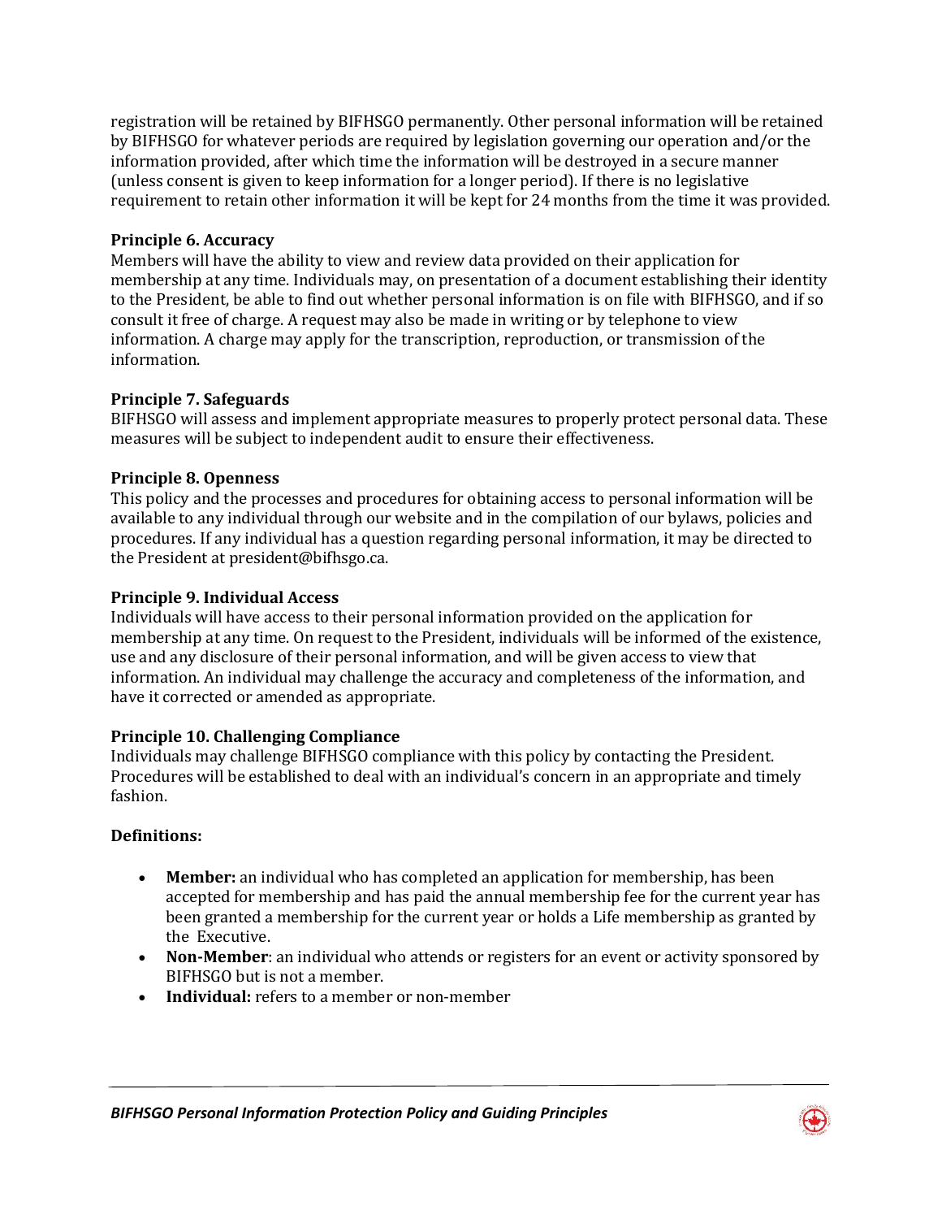registration will be retained by BIFHSGO permanently. Other personal information will be retained by BIFHSGO for whatever periods are required by legislation governing our operation and/or the information provided, after which time the information will be destroyed in a secure manner (unless consent is given to keep information for a longer period). If there is no legislative requirement to retain other information it will be kept for 24 months from the time it was provided.

**Principle 6. Accuracy**
Members will have the ability to view and review data provided on their application for membership at any time. Individuals may, on presentation of a document establishing their identity to the President, be able to find out whether personal information is on file with BIFHSGO, and if so consult it free of charge. A request may also be made in writing or by telephone to view information. A charge may apply for the transcription, reproduction, or transmission of the information.

**Principle 7. Safeguards**
BIFHSGO will assess and implement appropriate measures to properly protect personal data. These measures will be subject to independent audit to ensure their effectiveness.

**Principle 8. Openness**
This policy and the processes and procedures for obtaining access to personal information will be available to any individual through our website and in the compilation of our bylaws, policies and procedures. If any individual has a question regarding personal information, it may be directed to the President at president@bifhsgo.ca.

**Principle 9. Individual Access**
Individuals will have access to their personal information provided on the application for membership at any time. On request to the President, individuals will be informed of the existence, use and any disclosure of their personal information, and will be given access to view that information. An individual may challenge the accuracy and completeness of the information, and have it corrected or amended as appropriate.

**Principle 10. Challenging Compliance**
Individuals may challenge BIFHSGO compliance with this policy by contacting the President. Procedures will be established to deal with an individual's concern in an appropriate and timely fashion.

**Definitions:**

- **Member:** an individual who has completed an application for membership, has been accepted for membership and has paid the annual membership fee for the current year has been granted a membership for the current year or holds a Life membership as granted by the Executive.
- **Non-Member**: an individual who attends or registers for an event or activity sponsored by BIFHSGO but is not a member.
- **Individual:** refers to a member or non-member